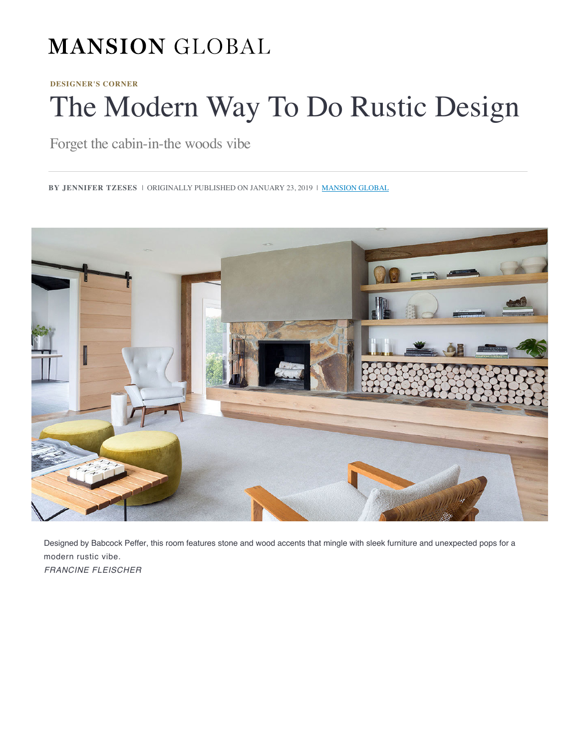MANSION GLOBAL

DESIGNER'S CORNER

# The Modern Way To Do Rustic Design

## Forget the cabin-in-the woods vibe

**BY JENNIFER TZESES** | ORIGINALLY PUBLISHED ON JANUARY 23, 2019 | MANSION GLOBAL

Designed by Babcock Peffer, this room features stone and wood accents that mingle with sleek furniture and unexpected pops for a modern rustic vibe.
*FRANCINE FLEISCHER*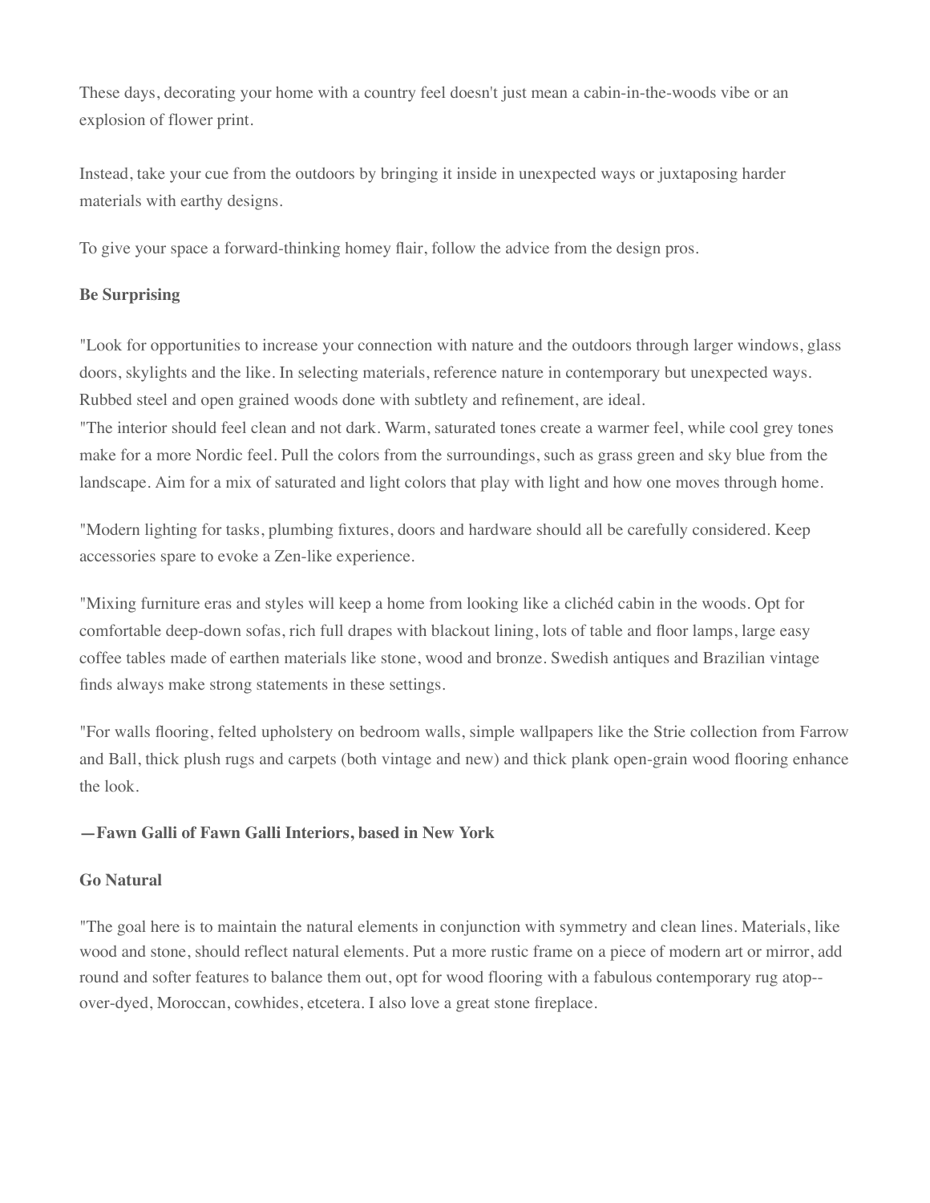These days, decorating your home with a country feel doesn't just mean a cabin-in-the-woods vibe or an explosion of flower print.

Instead, take your cue from the outdoors by bringing it inside in unexpected ways or juxtaposing harder materials with earthy designs.

To give your space a forward-thinking homey flair, follow the advice from the design pros.

**Be Surprising**

"Look for opportunities to increase your connection with nature and the outdoors through larger windows, glass doors, skylights and the like. In selecting materials, reference nature in contemporary but unexpected ways. Rubbed steel and open grained woods done with subtlety and refinement, are ideal.
"The interior should feel clean and not dark. Warm, saturated tones create a warmer feel, while cool grey tones make for a more Nordic feel. Pull the colors from the surroundings, such as grass green and sky blue from the landscape. Aim for a mix of saturated and light colors that play with light and how one moves through home.

"Modern lighting for tasks, plumbing fixtures, doors and hardware should all be carefully considered. Keep accessories spare to evoke a Zen-like experience.

"Mixing furniture eras and styles will keep a home from looking like a clichéd cabin in the woods. Opt for comfortable deep-down sofas, rich full drapes with blackout lining, lots of table and floor lamps, large easy coffee tables made of earthen materials like stone, wood and bronze. Swedish antiques and Brazilian vintage finds always make strong statements in these settings.

"For walls flooring, felted upholstery on bedroom walls, simple wallpapers like the Strie collection from Farrow and Ball, thick plush rugs and carpets (both vintage and new) and thick plank open-grain wood flooring enhance the look.

**—Fawn Galli of Fawn Galli Interiors, based in New York**

**Go Natural**

"The goal here is to maintain the natural elements in conjunction with symmetry and clean lines. Materials, like wood and stone, should reflect natural elements. Put a more rustic frame on a piece of modern art or mirror, add round and softer features to balance them out, opt for wood flooring with a fabulous contemporary rug atop--over-dyed, Moroccan, cowhides, etcetera. I also love a great stone fireplace.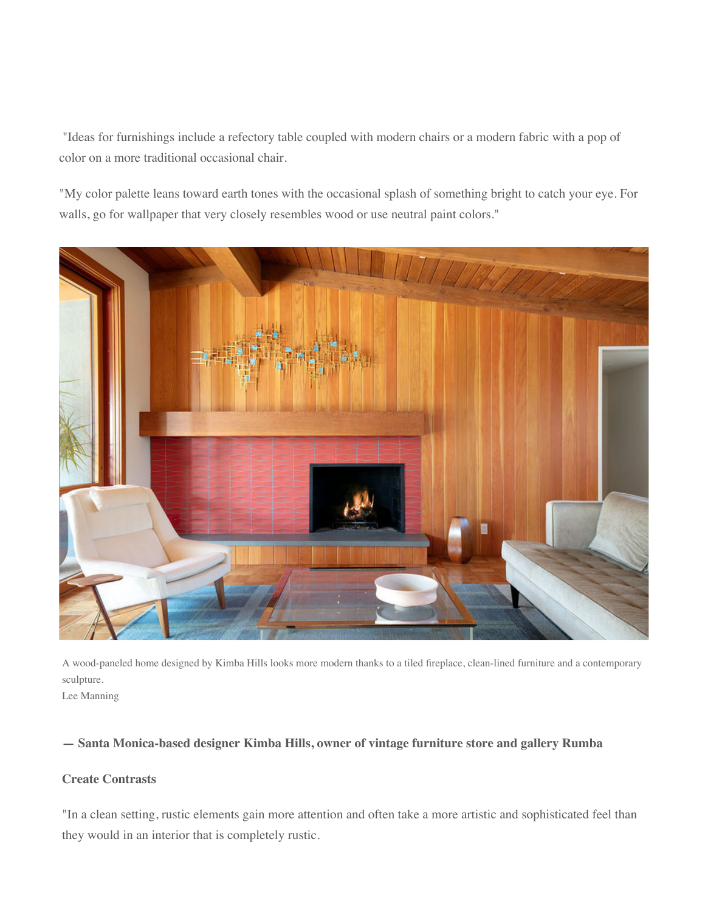"Ideas for furnishings include a refectory table coupled with modern chairs or a modern fabric with a pop of color on a more traditional occasional chair.

"My color palette leans toward earth tones with the occasional splash of something bright to catch your eye. For walls, go for wallpaper that very closely resembles wood or use neutral paint colors."

A wood-paneled home designed by Kimba Hills looks more modern thanks to a tiled fireplace, clean-lined furniture and a contemporary sculpture.
Lee Manning

**— Santa Monica-based designer Kimba Hills, owner of vintage furniture store and gallery Rumba**

**Create Contrasts**

"In a clean setting, rustic elements gain more attention and often take a more artistic and sophisticated feel than they would in an interior that is completely rustic.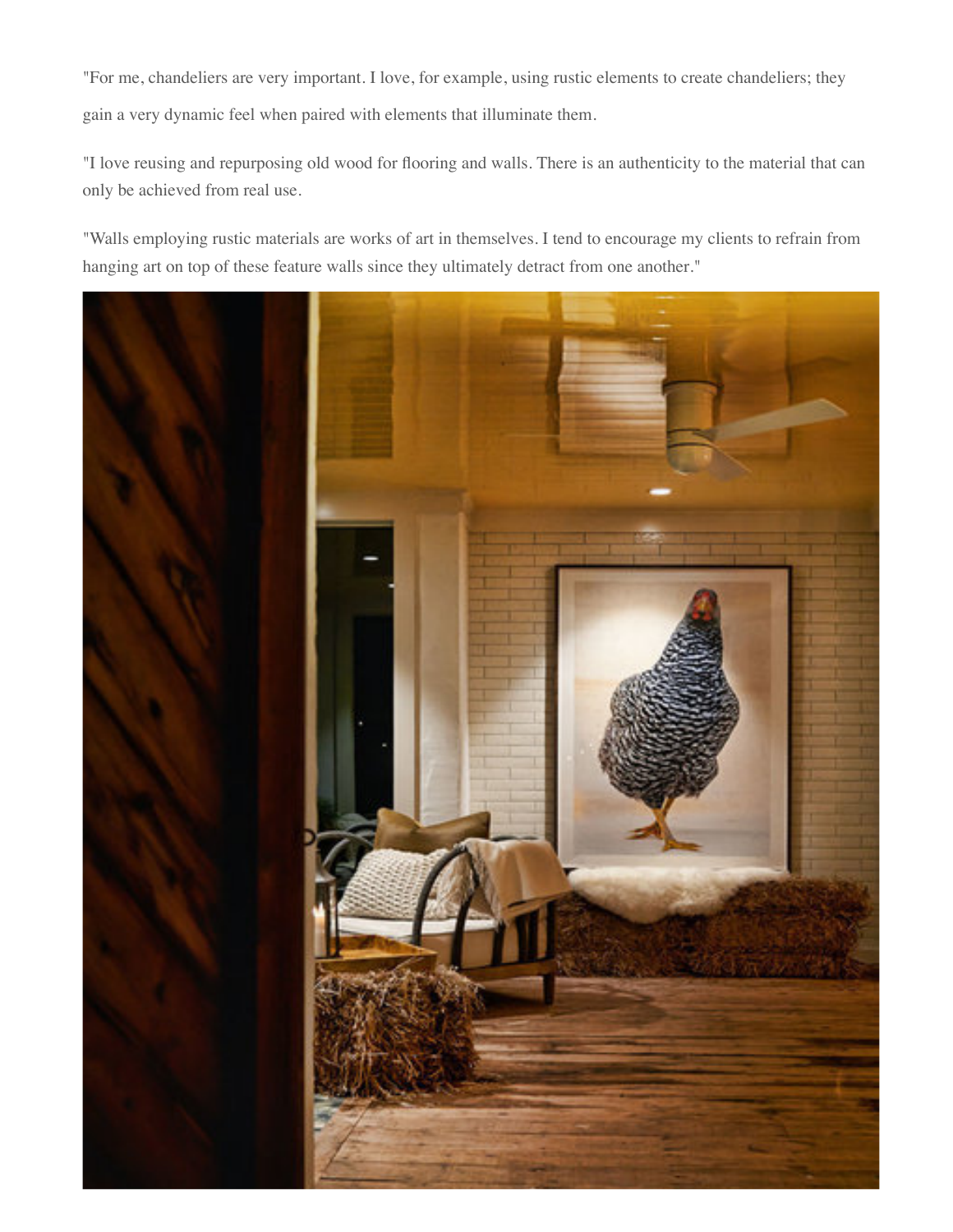"For me, chandeliers are very important. I love, for example, using rustic elements to create chandeliers; they gain a very dynamic feel when paired with elements that illuminate them.

"I love reusing and repurposing old wood for flooring and walls. There is an authenticity to the material that can only be achieved from real use.

"Walls employing rustic materials are works of art in themselves. I tend to encourage my clients to refrain from hanging art on top of these feature walls since they ultimately detract from one another."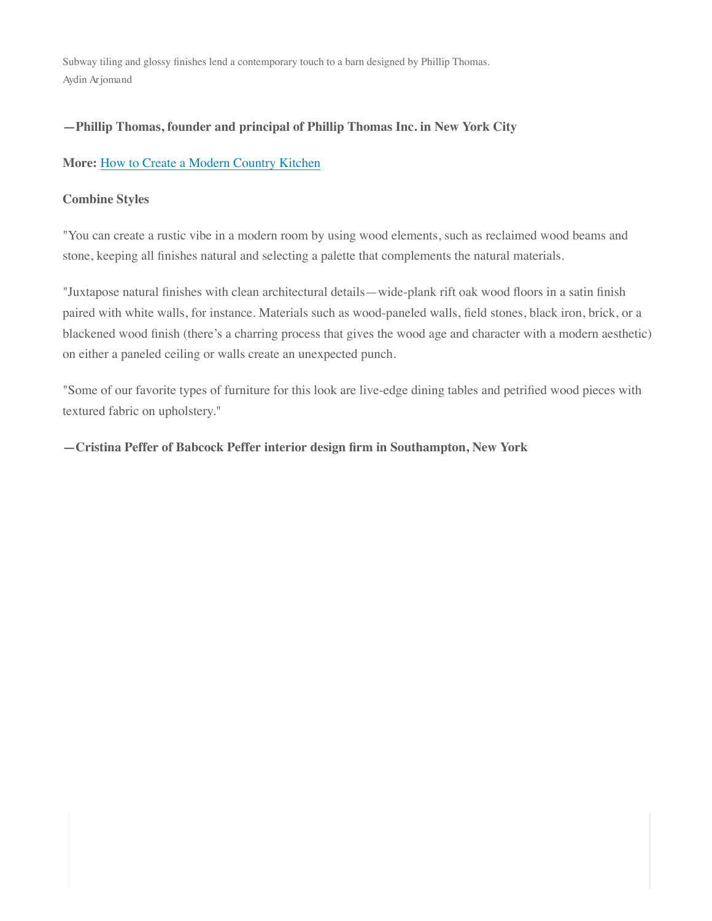Subway tiling and glossy finishes lend a contemporary touch to a barn designed by Phillip Thomas.
Aydin Arjomand

**—Phillip Thomas, founder and principal of Phillip Thomas Inc. in New York City**

**More:** How to Create a Modern Country Kitchen

**Combine Styles**

"You can create a rustic vibe in a modern room by using wood elements, such as reclaimed wood beams and stone, keeping all finishes natural and selecting a palette that complements the natural materials.

"Juxtapose natural finishes with clean architectural details—wide-plank rift oak wood floors in a satin finish paired with white walls, for instance. Materials such as wood-paneled walls, field stones, black iron, brick, or a blackened wood finish (there's a charring process that gives the wood age and character with a modern aesthetic) on either a paneled ceiling or walls create an unexpected punch.

"Some of our favorite types of furniture for this look are live-edge dining tables and petrified wood pieces with textured fabric on upholstery."

**—Cristina Peffer of Babcock Peffer interior design firm in Southampton, New York**